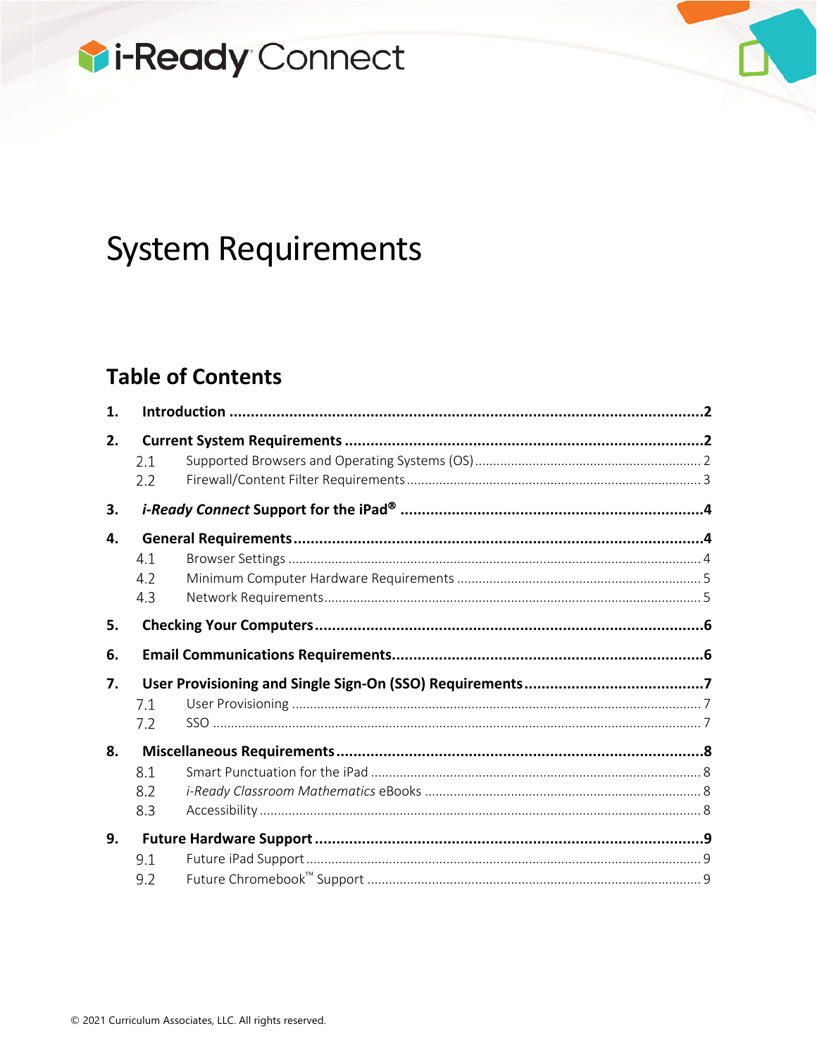# i-Ready Connect

# System Requirements

## Table of Contents

**1. Introduction** ..... **2**

**2. Current System Requirements** ..... **2**

- 2.1 Supported Browsers and Operating Systems (OS) ..... 2
- 2.2 Firewall/Content Filter Requirements ..... 3

**3. *i-Ready Connect* Support for the iPad®** ..... **4**

**4. General Requirements** ..... **4**

- 4.1 Browser Settings ..... 4
- 4.2 Minimum Computer Hardware Requirements ..... 5
- 4.3 Network Requirements ..... 5

**5. Checking Your Computers** ..... **6**

**6. Email Communications Requirements** ..... **6**

**7. User Provisioning and Single Sign-On (SSO) Requirements** ..... **7**

- 7.1 User Provisioning ..... 7
- 7.2 SSO ..... 7

**8. Miscellaneous Requirements** ..... **8**

- 8.1 Smart Punctuation for the iPad ..... 8
- 8.2 *i-Ready Classroom Mathematics* eBooks ..... 8
- 8.3 Accessibility ..... 8

**9. Future Hardware Support** ..... **9**

- 9.1 Future iPad Support ..... 9
- 9.2 Future Chromebook™ Support ..... 9

© 2021 Curriculum Associates, LLC. All rights reserved.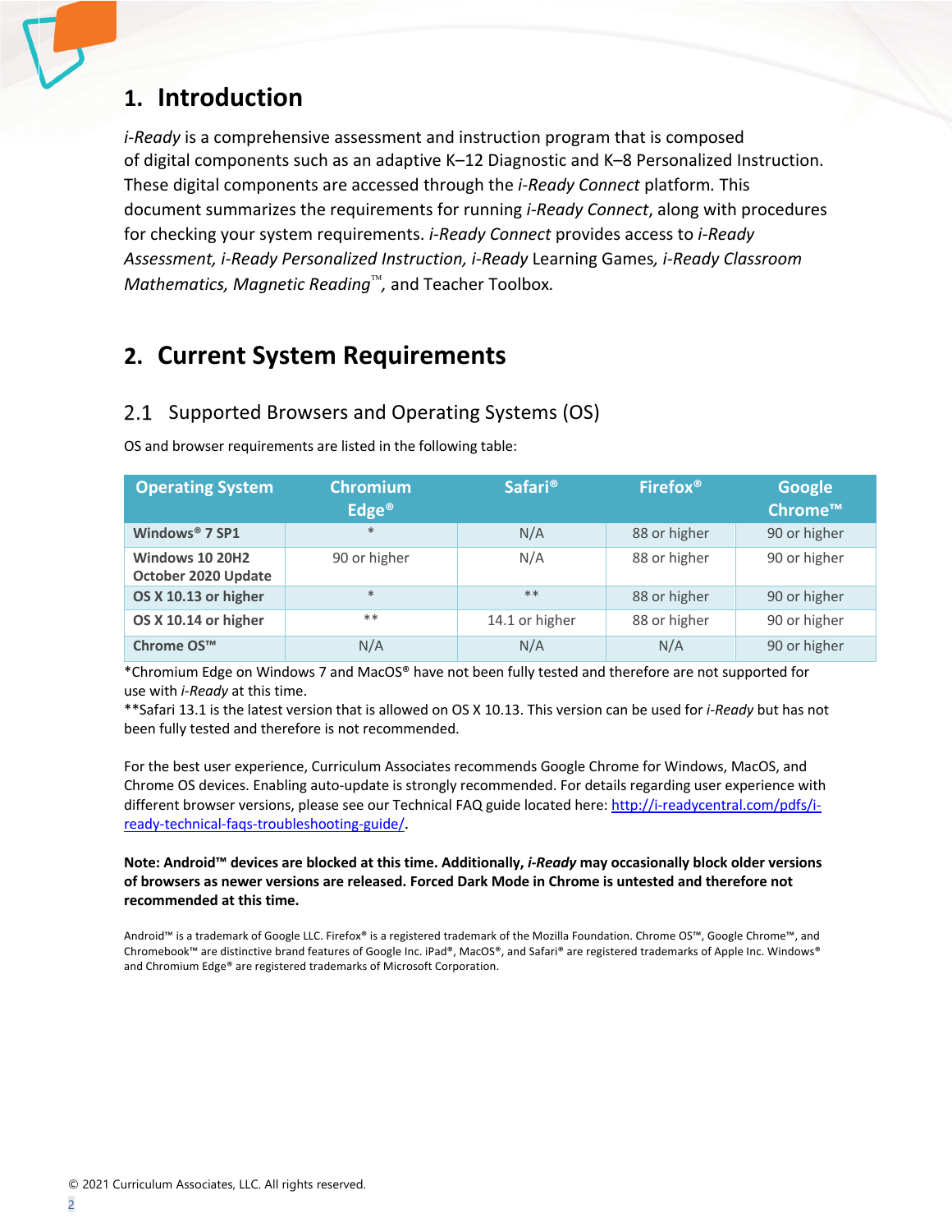# 1. Introduction

*i-Ready* is a comprehensive assessment and instruction program that is composed of digital components such as an adaptive K–12 Diagnostic and K–8 Personalized Instruction. These digital components are accessed through the *i-Ready Connect* platform. This document summarizes the requirements for running *i-Ready Connect*, along with procedures for checking your system requirements. *i-Ready Connect* provides access to *i-Ready Assessment, i-Ready Personalized Instruction, i-Ready* Learning Games, *i-Ready Classroom Mathematics, Magnetic Reading*™*,* and Teacher Toolbox*.*

# 2. Current System Requirements

## 2.1 Supported Browsers and Operating Systems (OS)

OS and browser requirements are listed in the following table:

| Operating System | Chromium Edge® | Safari® | Firefox® | Google Chrome™ |
|---|---|---|---|---|
| **Windows® 7 SP1** | * | N/A | 88 or higher | 90 or higher |
| **Windows 10 20H2 October 2020 Update** | 90 or higher | N/A | 88 or higher | 90 or higher |
| **OS X 10.13 or higher** | * | ** | 88 or higher | 90 or higher |
| **OS X 10.14 or higher** | ** | 14.1 or higher | 88 or higher | 90 or higher |
| **Chrome OS™** | N/A | N/A | N/A | 90 or higher |

*Chromium Edge on Windows 7 and MacOS® have not been fully tested and therefore are not supported for use with *i-Ready* at this time.
**Safari 13.1 is the latest version that is allowed on OS X 10.13. This version can be used for *i-Ready* but has not been fully tested and therefore is not recommended.

For the best user experience, Curriculum Associates recommends Google Chrome for Windows, MacOS, and Chrome OS devices. Enabling auto-update is strongly recommended. For details regarding user experience with different browser versions, please see our Technical FAQ guide located here: http://i-readycentral.com/pdfs/i-ready-technical-faqs-troubleshooting-guide/.

**Note: Android™ devices are blocked at this time. Additionally, *i-Ready* may occasionally block older versions of browsers as newer versions are released. Forced Dark Mode in Chrome is untested and therefore not recommended at this time.**

Android™ is a trademark of Google LLC. Firefox® is a registered trademark of the Mozilla Foundation. Chrome OS™, Google Chrome™, and Chromebook™ are distinctive brand features of Google Inc. iPad®, MacOS®, and Safari® are registered trademarks of Apple Inc. Windows® and Chromium Edge® are registered trademarks of Microsoft Corporation.

© 2021 Curriculum Associates, LLC. All rights reserved.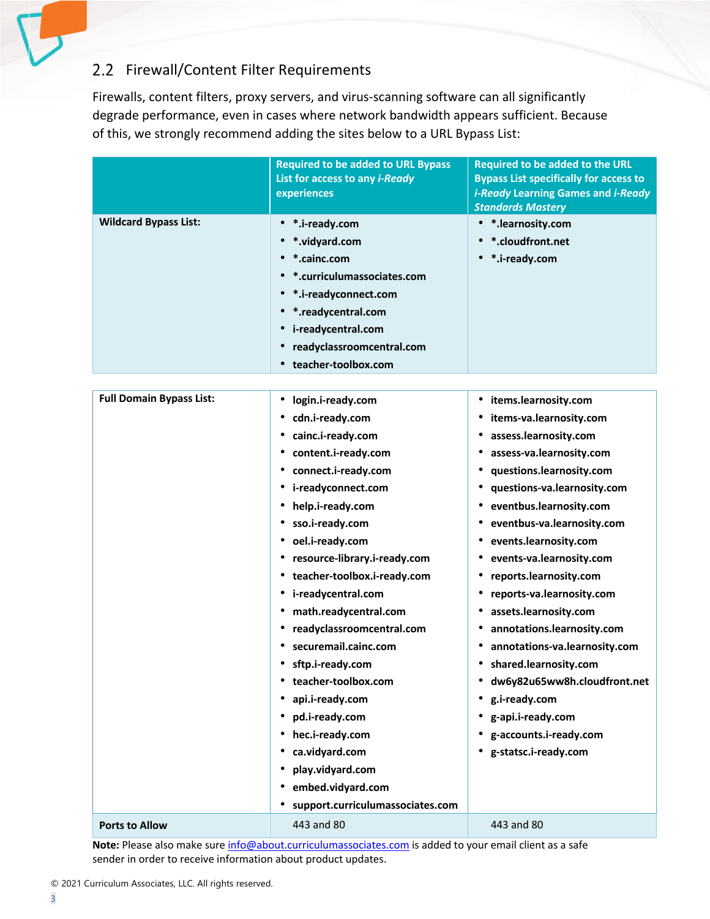## 2.2 Firewall/Content Filter Requirements

Firewalls, content filters, proxy servers, and virus-scanning software can all significantly degrade performance, even in cases where network bandwidth appears sufficient. Because of this, we strongly recommend adding the sites below to a URL Bypass List:

| | Required to be added to URL Bypass List for access to any *i-Ready* experiences | Required to be added to the URL Bypass List specifically for access to *i-Ready* Learning Games and *i-Ready Standards Mastery* |
|---|---|---|
| **Wildcard Bypass List:** | • *.i-ready.com<br>• *.vidyard.com<br>• *.cainc.com<br>• *.curriculumassociates.com<br>• *.i-readyconnect.com<br>• *.readycentral.com<br>• i-readycentral.com<br>• readyclassroomcentral.com<br>• teacher-toolbox.com | • *.learnosity.com<br>• *.cloudfront.net<br>• *.i-ready.com |
| **Full Domain Bypass List:** | • login.i-ready.com<br>• cdn.i-ready.com<br>• cainc.i-ready.com<br>• content.i-ready.com<br>• connect.i-ready.com<br>• i-readyconnect.com<br>• help.i-ready.com<br>• sso.i-ready.com<br>• oel.i-ready.com<br>• resource-library.i-ready.com<br>• teacher-toolbox.i-ready.com<br>• i-readycentral.com<br>• math.readycentral.com<br>• readyclassroomcentral.com<br>• securemail.cainc.com<br>• sftp.i-ready.com<br>• teacher-toolbox.com<br>• api.i-ready.com<br>• pd.i-ready.com<br>• hec.i-ready.com<br>• ca.vidyard.com<br>• play.vidyard.com<br>• embed.vidyard.com<br>• support.curriculumassociates.com | • items.learnosity.com<br>• items-va.learnosity.com<br>• assess.learnosity.com<br>• assess-va.learnosity.com<br>• questions.learnosity.com<br>• questions-va.learnosity.com<br>• eventbus.learnosity.com<br>• eventbus-va.learnosity.com<br>• events.learnosity.com<br>• events-va.learnosity.com<br>• reports.learnosity.com<br>• reports-va.learnosity.com<br>• assets.learnosity.com<br>• annotations.learnosity.com<br>• annotations-va.learnosity.com<br>• shared.learnosity.com<br>• dw6y82u65ww8h.cloudfront.net<br>• g.i-ready.com<br>• g-api.i-ready.com<br>• g-accounts.i-ready.com<br>• g-statsc.i-ready.com |
| **Ports to Allow** | 443 and 80 | 443 and 80 |

**Note:** Please also make sure info@about.curriculumassociates.com is added to your email client as a safe sender in order to receive information about product updates.

© 2021 Curriculum Associates, LLC. All rights reserved.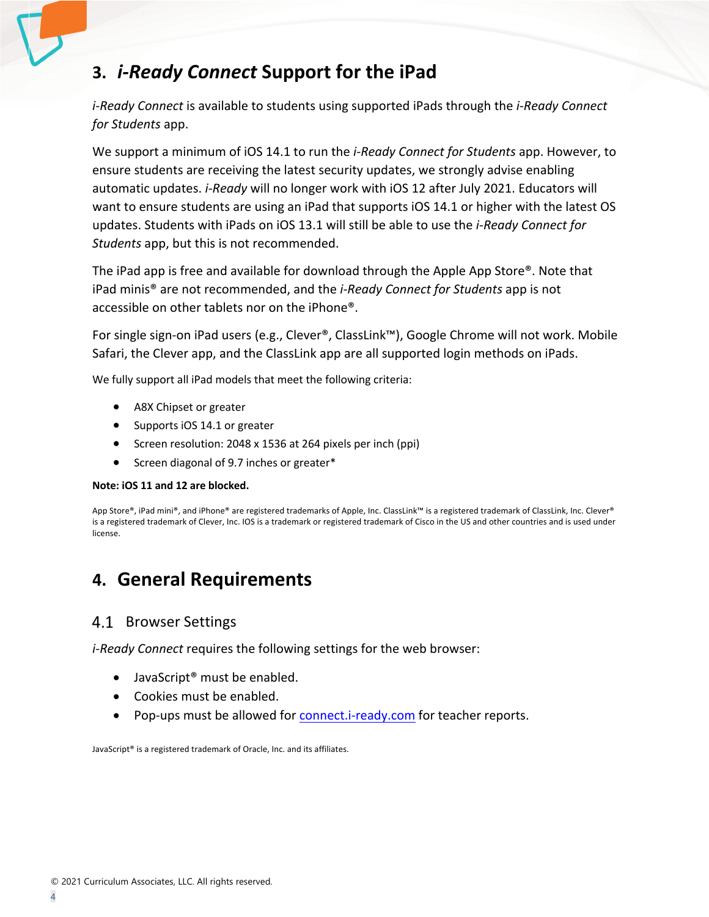## 3. *i-Ready Connect* Support for the iPad

*i-Ready Connect* is available to students using supported iPads through the *i-Ready Connect for Students* app.

We support a minimum of iOS 14.1 to run the *i-Ready Connect for Students* app. However, to ensure students are receiving the latest security updates, we strongly advise enabling automatic updates. *i-Ready* will no longer work with iOS 12 after July 2021. Educators will want to ensure students are using an iPad that supports iOS 14.1 or higher with the latest OS updates. Students with iPads on iOS 13.1 will still be able to use the *i-Ready Connect for Students* app, but this is not recommended.

The iPad app is free and available for download through the Apple App Store®. Note that iPad minis® are not recommended, and the *i-Ready Connect for Students* app is not accessible on other tablets nor on the iPhone®.

For single sign-on iPad users (e.g., Clever®, ClassLink™), Google Chrome will not work. Mobile Safari, the Clever app, and the ClassLink app are all supported login methods on iPads.

We fully support all iPad models that meet the following criteria:

- A8X Chipset or greater
- Supports iOS 14.1 or greater
- Screen resolution: 2048 x 1536 at 264 pixels per inch (ppi)
- Screen diagonal of 9.7 inches or greater*

**Note: iOS 11 and 12 are blocked.**

App Store®, iPad mini®, and iPhone® are registered trademarks of Apple, Inc. ClassLink™ is a registered trademark of ClassLink, Inc. Clever® is a registered trademark of Clever, Inc. IOS is a trademark or registered trademark of Cisco in the US and other countries and is used under license.

## 4. General Requirements

### 4.1 Browser Settings

*i-Ready Connect* requires the following settings for the web browser:

- JavaScript® must be enabled.
- Cookies must be enabled.
- Pop-ups must be allowed for connect.i-ready.com for teacher reports.

JavaScript® is a registered trademark of Oracle, Inc. and its affiliates.

© 2021 Curriculum Associates, LLC. All rights reserved.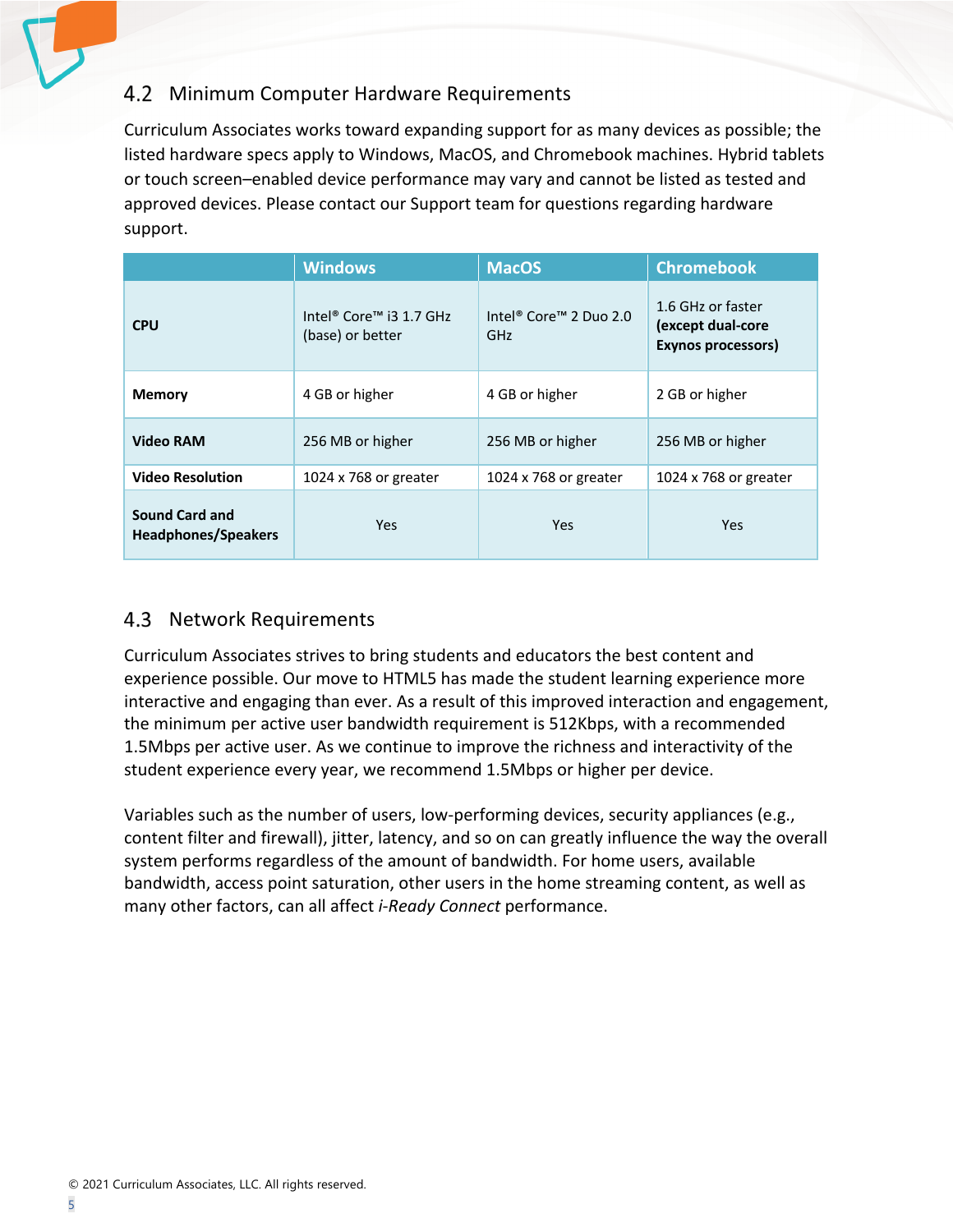## 4.2 Minimum Computer Hardware Requirements

Curriculum Associates works toward expanding support for as many devices as possible; the listed hardware specs apply to Windows, MacOS, and Chromebook machines. Hybrid tablets or touch screen–enabled device performance may vary and cannot be listed as tested and approved devices. Please contact our Support team for questions regarding hardware support.

| | Windows | MacOS | Chromebook |
|---|---|---|---|
| **CPU** | Intel® Core™ i3 1.7 GHz (base) or better | Intel® Core™ 2 Duo 2.0 GHz | 1.6 GHz or faster **(except dual-core Exynos processors)** |
| **Memory** | 4 GB or higher | 4 GB or higher | 2 GB or higher |
| **Video RAM** | 256 MB or higher | 256 MB or higher | 256 MB or higher |
| **Video Resolution** | 1024 x 768 or greater | 1024 x 768 or greater | 1024 x 768 or greater |
| **Sound Card and Headphones/Speakers** | Yes | Yes | Yes |

## 4.3 Network Requirements

Curriculum Associates strives to bring students and educators the best content and experience possible. Our move to HTML5 has made the student learning experience more interactive and engaging than ever. As a result of this improved interaction and engagement, the minimum per active user bandwidth requirement is 512Kbps, with a recommended 1.5Mbps per active user. As we continue to improve the richness and interactivity of the student experience every year, we recommend 1.5Mbps or higher per device.

Variables such as the number of users, low-performing devices, security appliances (e.g., content filter and firewall), jitter, latency, and so on can greatly influence the way the overall system performs regardless of the amount of bandwidth. For home users, available bandwidth, access point saturation, other users in the home streaming content, as well as many other factors, can all affect *i-Ready Connect* performance.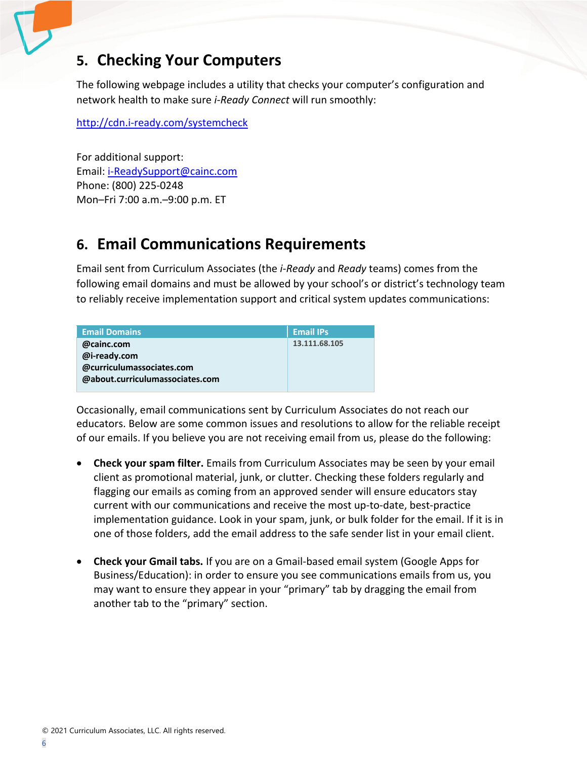## 5. Checking Your Computers

The following webpage includes a utility that checks your computer's configuration and network health to make sure *i-Ready Connect* will run smoothly:

http://cdn.i-ready.com/systemcheck

For additional support:
Email: i-ReadySupport@cainc.com
Phone: (800) 225-0248
Mon–Fri 7:00 a.m.–9:00 p.m. ET

## 6. Email Communications Requirements

Email sent from Curriculum Associates (the *i-Ready* and *Ready* teams) comes from the following email domains and must be allowed by your school's or district's technology team to reliably receive implementation support and critical system updates communications:

| Email Domains | Email IPs |
|---|---|
| **@cainc.com**<br>**@i-ready.com**<br>**@curriculumassociates.com**<br>**@about.curriculumassociates.com** | 13.111.68.105 |

Occasionally, email communications sent by Curriculum Associates do not reach our educators. Below are some common issues and resolutions to allow for the reliable receipt of our emails. If you believe you are not receiving email from us, please do the following:

- **Check your spam filter.** Emails from Curriculum Associates may be seen by your email client as promotional material, junk, or clutter. Checking these folders regularly and flagging our emails as coming from an approved sender will ensure educators stay current with our communications and receive the most up-to-date, best-practice implementation guidance. Look in your spam, junk, or bulk folder for the email. If it is in one of those folders, add the email address to the safe sender list in your email client.

- **Check your Gmail tabs.** If you are on a Gmail-based email system (Google Apps for Business/Education): in order to ensure you see communications emails from us, you may want to ensure they appear in your "primary" tab by dragging the email from another tab to the "primary" section.

© 2021 Curriculum Associates, LLC. All rights reserved.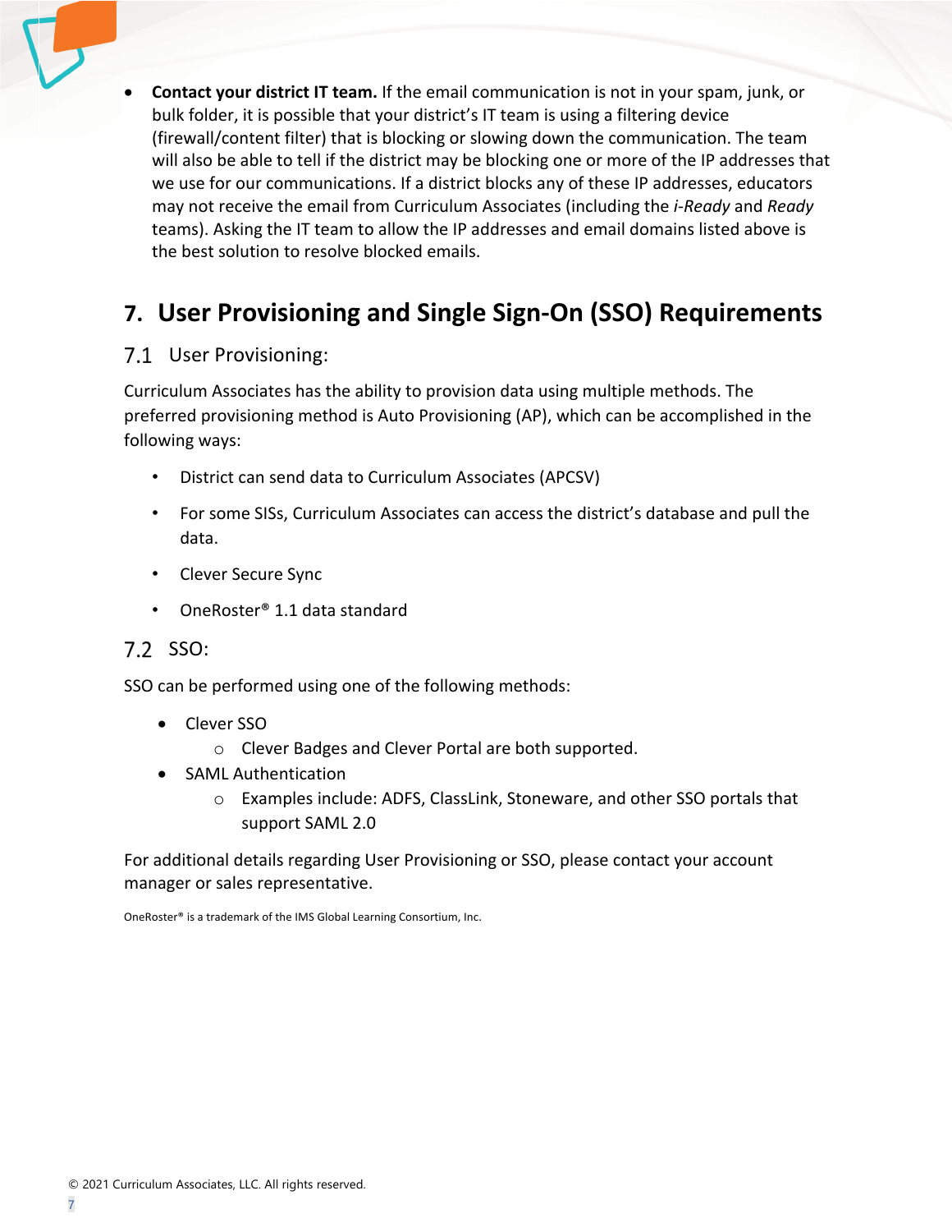- **Contact your district IT team.** If the email communication is not in your spam, junk, or bulk folder, it is possible that your district's IT team is using a filtering device (firewall/content filter) that is blocking or slowing down the communication. The team will also be able to tell if the district may be blocking one or more of the IP addresses that we use for our communications. If a district blocks any of these IP addresses, educators may not receive the email from Curriculum Associates (including the *i-Ready* and *Ready* teams). Asking the IT team to allow the IP addresses and email domains listed above is the best solution to resolve blocked emails.

## 7. User Provisioning and Single Sign-On (SSO) Requirements

### 7.1 User Provisioning:

Curriculum Associates has the ability to provision data using multiple methods. The preferred provisioning method is Auto Provisioning (AP), which can be accomplished in the following ways:

- District can send data to Curriculum Associates (APCSV)
- For some SISs, Curriculum Associates can access the district's database and pull the data.
- Clever Secure Sync
- OneRoster® 1.1 data standard

### 7.2 SSO:

SSO can be performed using one of the following methods:

- Clever SSO
  - Clever Badges and Clever Portal are both supported.
- SAML Authentication
  - Examples include: ADFS, ClassLink, Stoneware, and other SSO portals that support SAML 2.0

For additional details regarding User Provisioning or SSO, please contact your account manager or sales representative.

OneRoster® is a trademark of the IMS Global Learning Consortium, Inc.

© 2021 Curriculum Associates, LLC. All rights reserved.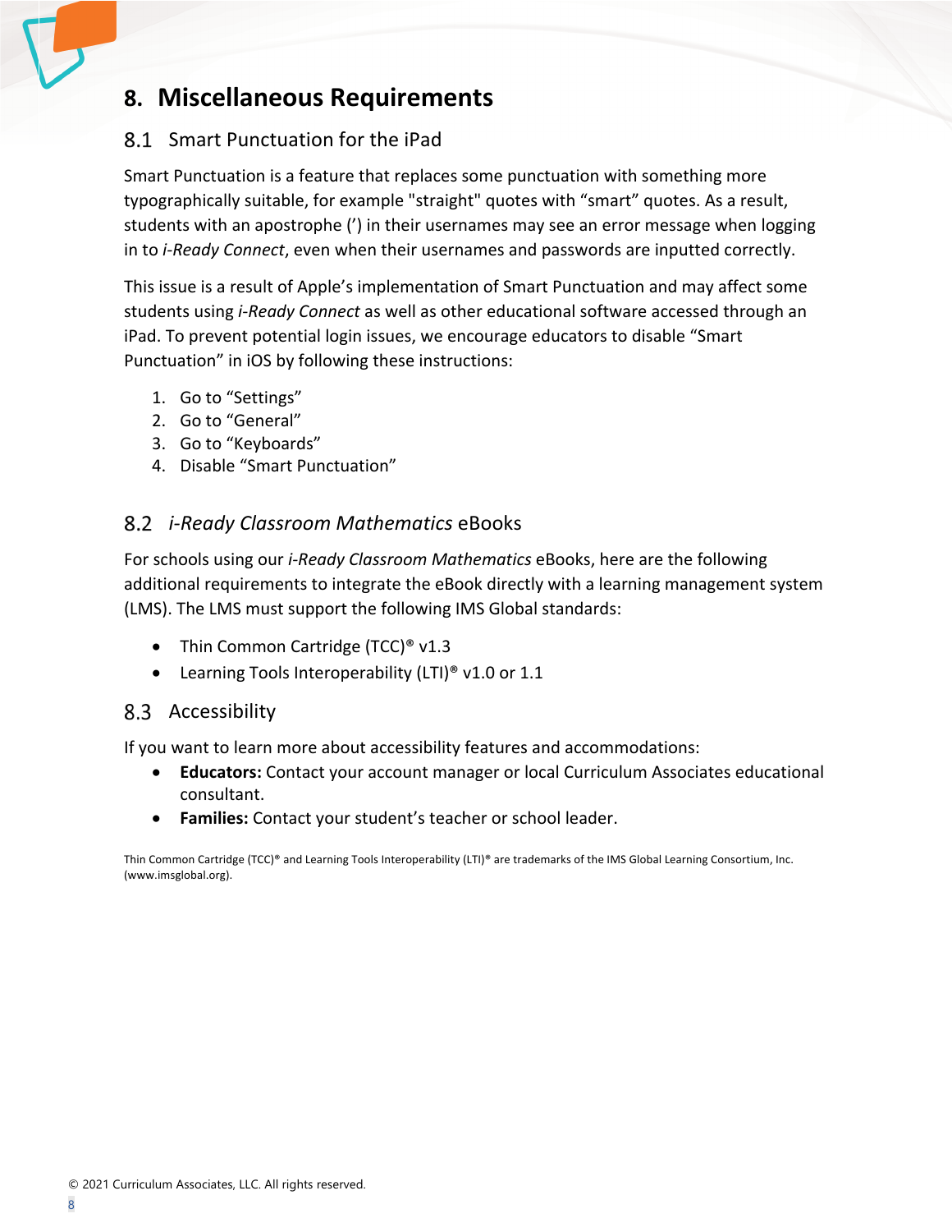# 8. Miscellaneous Requirements

## 8.1 Smart Punctuation for the iPad

Smart Punctuation is a feature that replaces some punctuation with something more typographically suitable, for example "straight" quotes with “smart” quotes. As a result, students with an apostrophe (’) in their usernames may see an error message when logging in to *i-Ready Connect*, even when their usernames and passwords are inputted correctly.

This issue is a result of Apple’s implementation of Smart Punctuation and may affect some students using *i-Ready Connect* as well as other educational software accessed through an iPad. To prevent potential login issues, we encourage educators to disable “Smart Punctuation” in iOS by following these instructions:

1. Go to “Settings”
2. Go to “General”
3. Go to “Keyboards”
4. Disable “Smart Punctuation”

## 8.2 *i-Ready Classroom Mathematics* eBooks

For schools using our *i-Ready Classroom Mathematics* eBooks, here are the following additional requirements to integrate the eBook directly with a learning management system (LMS). The LMS must support the following IMS Global standards:

- Thin Common Cartridge (TCC)® v1.3
- Learning Tools Interoperability (LTI)® v1.0 or 1.1

## 8.3 Accessibility

If you want to learn more about accessibility features and accommodations:

- **Educators:** Contact your account manager or local Curriculum Associates educational consultant.
- **Families:** Contact your student’s teacher or school leader.

Thin Common Cartridge (TCC)® and Learning Tools Interoperability (LTI)® are trademarks of the IMS Global Learning Consortium, Inc. (www.imsglobal.org).

© 2021 Curriculum Associates, LLC. All rights reserved.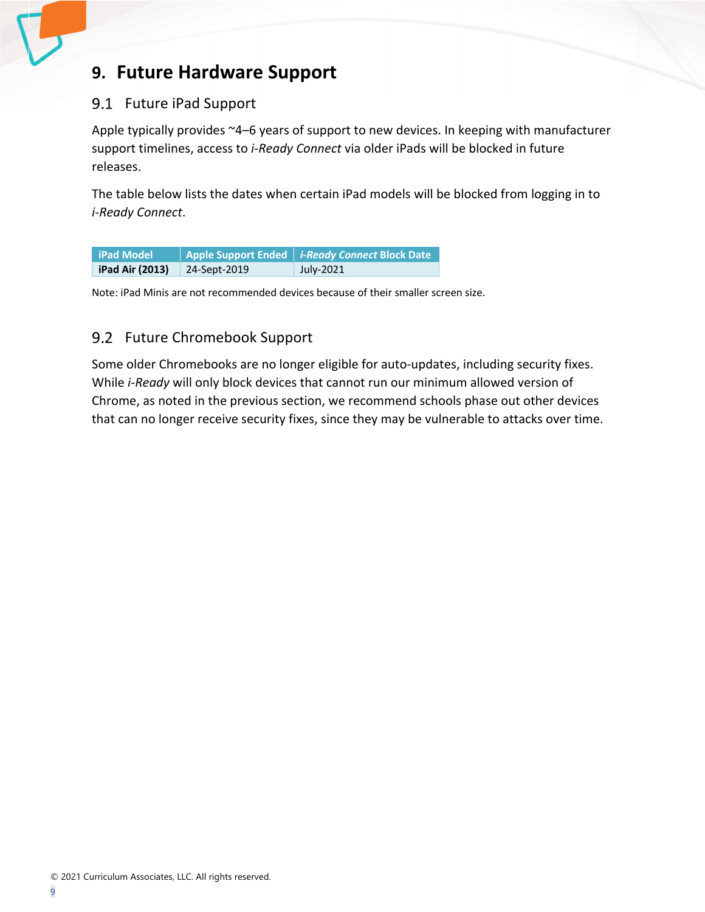# 9. Future Hardware Support

## 9.1 Future iPad Support

Apple typically provides ~4–6 years of support to new devices. In keeping with manufacturer support timelines, access to *i-Ready Connect* via older iPads will be blocked in future releases.

The table below lists the dates when certain iPad models will be blocked from logging in to *i-Ready Connect*.

| iPad Model | Apple Support Ended | *i-Ready Connect* Block Date |
|---|---|---|
| **iPad Air (2013)** | 24-Sept-2019 | July-2021 |

Note: iPad Minis are not recommended devices because of their smaller screen size.

## 9.2 Future Chromebook Support

Some older Chromebooks are no longer eligible for auto-updates, including security fixes. While *i-Ready* will only block devices that cannot run our minimum allowed version of Chrome, as noted in the previous section, we recommend schools phase out other devices that can no longer receive security fixes, since they may be vulnerable to attacks over time.

© 2021 Curriculum Associates, LLC. All rights reserved.